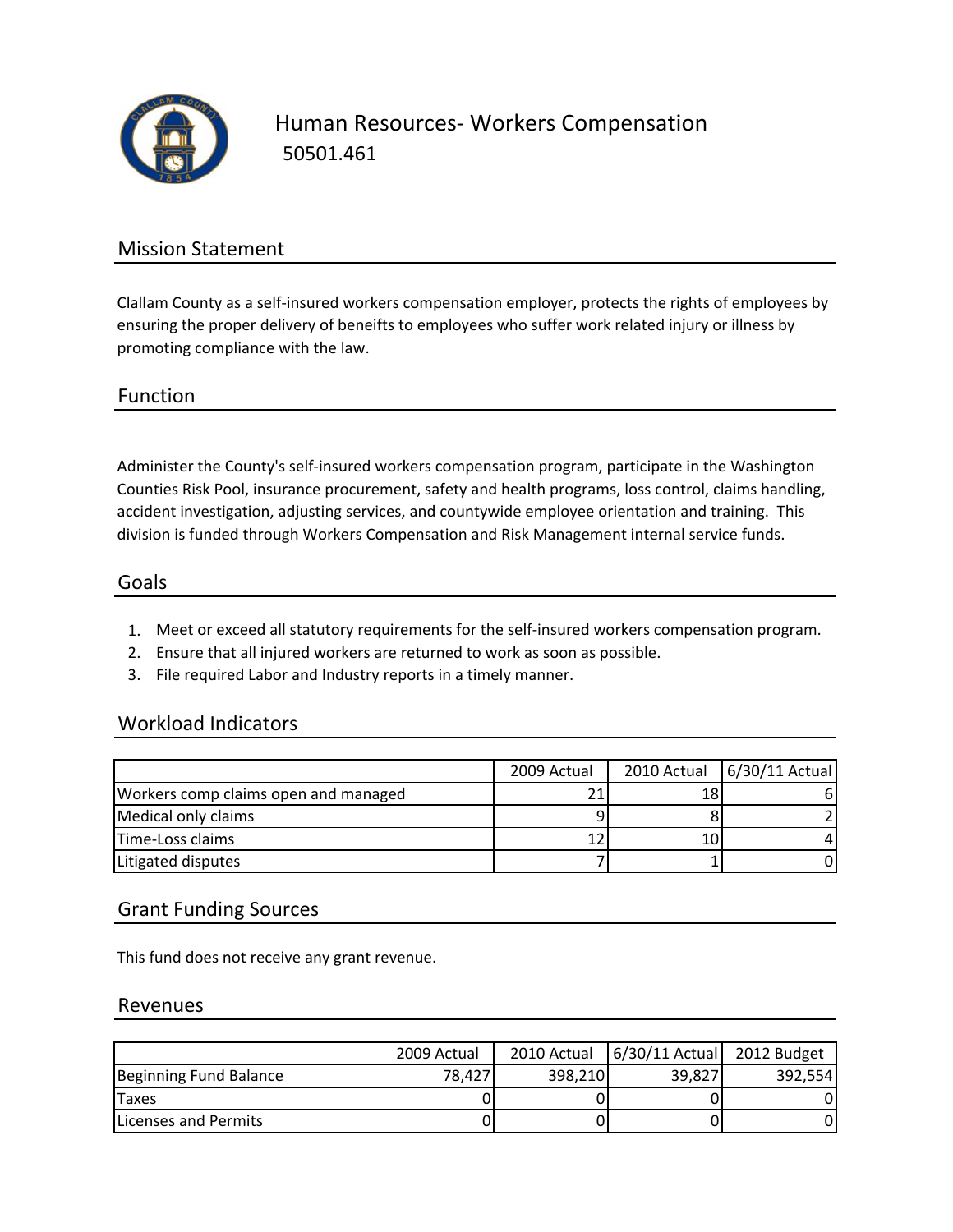# Human Resources- Workers Compensation

50501.461

## Mission Statement

Clallam County as a self-insured workers compensation employer, protects the rights of employees by ensuring the proper delivery of beneifts to employees who suffer work related injury or illness by promoting compliance with the law.

## Function

Administer the County's self-insured workers compensation program, participate in the Washington Counties Risk Pool, insurance procurement, safety and health programs, loss control, claims handling, accident investigation, adjusting services, and countywide employee orientation and training. This division is funded through Workers Compensation and Risk Management internal service funds.

## Goals

1. Meet or exceed all statutory requirements for the self-insured workers compensation program.
2. Ensure that all injured workers are returned to work as soon as possible.
3. File required Labor and Industry reports in a timely manner.

## Workload Indicators

| | 2009 Actual | 2010 Actual | 6/30/11 Actual |
|---|---|---|---|
| Workers comp claims open and managed | 21 | 18 | 6 |
| Medical only claims | 9 | 8 | 2 |
| Time-Loss claims | 12 | 10 | 4 |
| Litigated disputes | 7 | 1 | 0 |

## Grant Funding Sources

This fund does not receive any grant revenue.

## Revenues

| | 2009 Actual | 2010 Actual | 6/30/11 Actual | 2012 Budget |
|---|---|---|---|---|
| Beginning Fund Balance | 78,427 | 398,210 | 39,827 | 392,554 |
| Taxes | 0 | 0 | 0 | 0 |
| Licenses and Permits | 0 | 0 | 0 | 0 |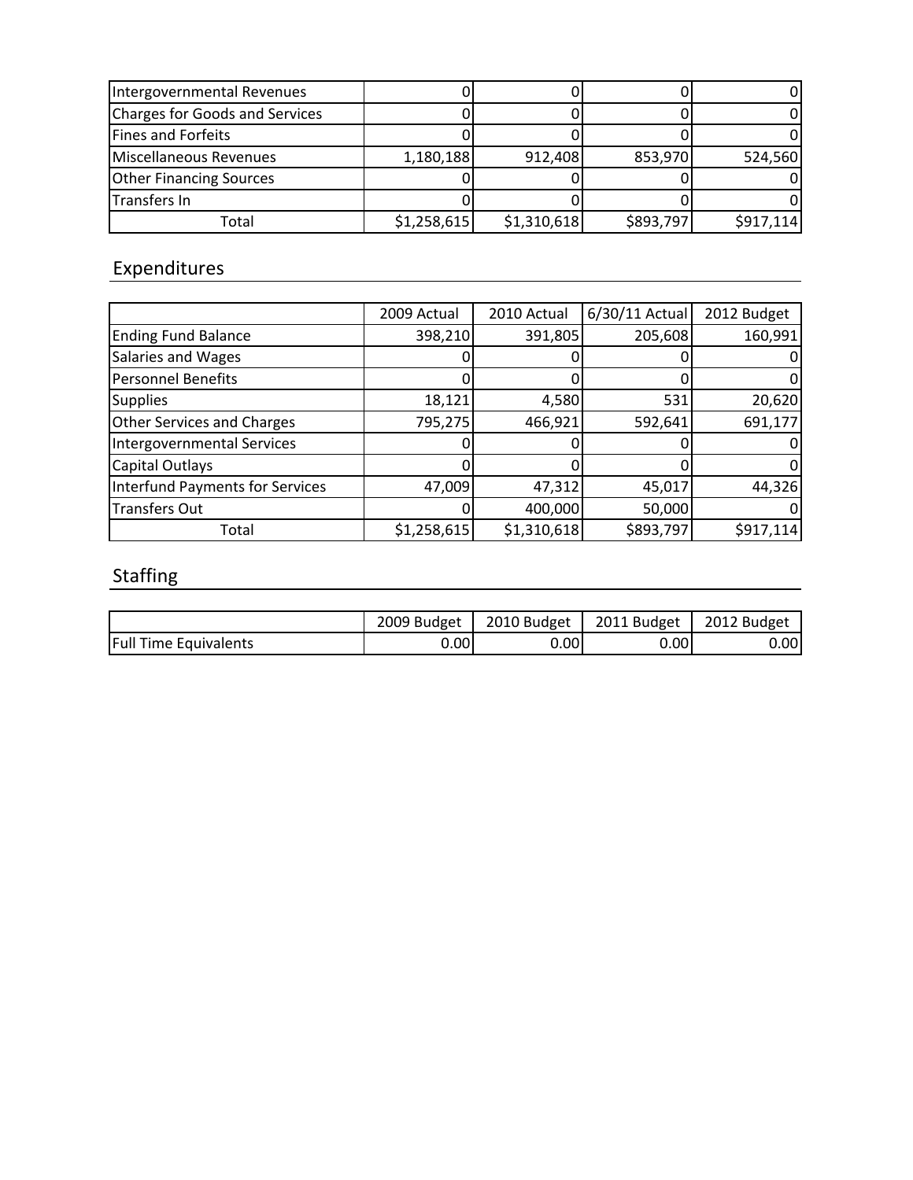| | | | | |
|---|---|---|---|---|
| Intergovernmental Revenues | 0 | 0 | 0 | 0 |
| Charges for Goods and Services | 0 | 0 | 0 | 0 |
| Fines and Forfeits | 0 | 0 | 0 | 0 |
| Miscellaneous Revenues | 1,180,188 | 912,408 | 853,970 | 524,560 |
| Other Financing Sources | 0 | 0 | 0 | 0 |
| Transfers In | 0 | 0 | 0 | 0 |
| Total | $1,258,615 | $1,310,618 | $893,797 | $917,114 |

## Expenditures

| | 2009 Actual | 2010 Actual | 6/30/11 Actual | 2012 Budget |
|---|---|---|---|---|
| Ending Fund Balance | 398,210 | 391,805 | 205,608 | 160,991 |
| Salaries and Wages | 0 | 0 | 0 | 0 |
| Personnel Benefits | 0 | 0 | 0 | 0 |
| Supplies | 18,121 | 4,580 | 531 | 20,620 |
| Other Services and Charges | 795,275 | 466,921 | 592,641 | 691,177 |
| Intergovernmental Services | 0 | 0 | 0 | 0 |
| Capital Outlays | 0 | 0 | 0 | 0 |
| Interfund Payments for Services | 47,009 | 47,312 | 45,017 | 44,326 |
| Transfers Out | 0 | 400,000 | 50,000 | 0 |
| Total | $1,258,615 | $1,310,618 | $893,797 | $917,114 |

## Staffing

| | 2009 Budget | 2010 Budget | 2011 Budget | 2012 Budget |
|---|---|---|---|---|
| Full Time Equivalents | 0.00 | 0.00 | 0.00 | 0.00 |